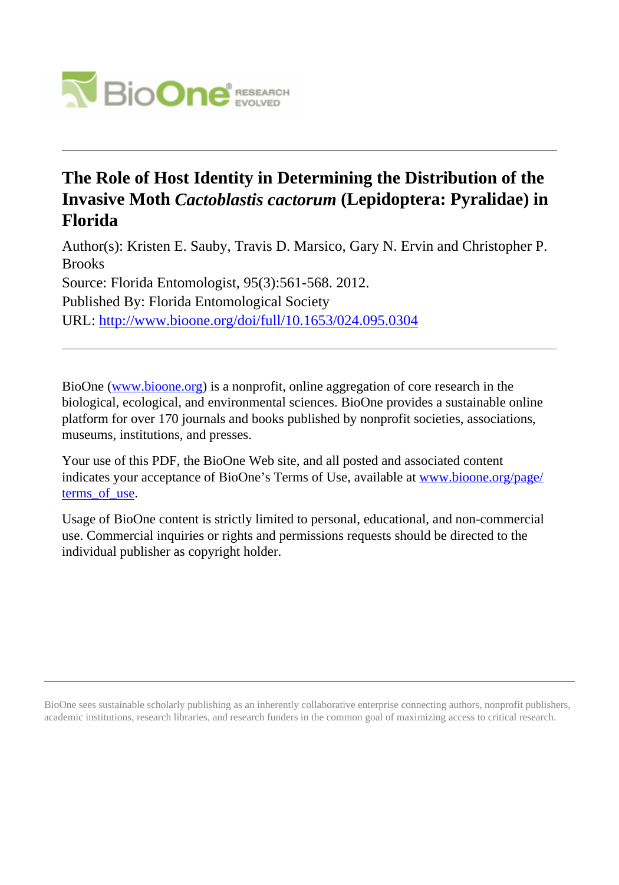# The Role of Host Identity in Determining the Distribution of the Invasive Moth *Cactoblastis cactorum* (Lepidoptera: Pyralidae) in Florida

Author(s): Kristen E. Sauby, Travis D. Marsico, Gary N. Ervin and Christopher P. Brooks

Source: Florida Entomologist, 95(3):561-568. 2012.

Published By: Florida Entomological Society

URL: http://www.bioone.org/doi/full/10.1653/024.095.0304

---

BioOne (www.bioone.org) is a nonprofit, online aggregation of core research in the biological, ecological, and environmental sciences. BioOne provides a sustainable online platform for over 170 journals and books published by nonprofit societies, associations, museums, institutions, and presses.

Your use of this PDF, the BioOne Web site, and all posted and associated content indicates your acceptance of BioOne's Terms of Use, available at www.bioone.org/page/terms_of_use.

Usage of BioOne content is strictly limited to personal, educational, and non-commercial use. Commercial inquiries or rights and permissions requests should be directed to the individual publisher as copyright holder.

---

BioOne sees sustainable scholarly publishing as an inherently collaborative enterprise connecting authors, nonprofit publishers, academic institutions, research libraries, and research funders in the common goal of maximizing access to critical research.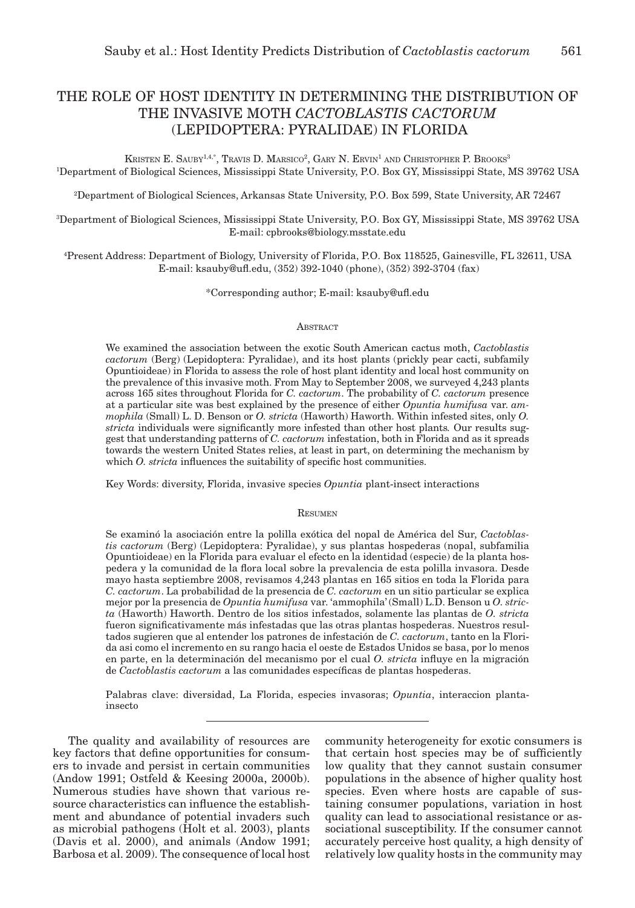# THE ROLE OF HOST IDENTITY IN DETERMINING THE DISTRIBUTION OF THE INVASIVE MOTH *CACTOBLASTIS CACTORUM* (LEPIDOPTERA: PYRALIDAE) IN FLORIDA

KRISTEN E. SAUBY[1,4,*], TRAVIS D. MARSICO[2], GARY N. ERVIN[1] AND CHRISTOPHER P. BROOKS[3]

[1]Department of Biological Sciences, Mississippi State University, P.O. Box GY, Mississippi State, MS 39762 USA

[2]Department of Biological Sciences, Arkansas State University, P.O. Box 599, State University, AR 72467

[3]Department of Biological Sciences, Mississippi State University, P.O. Box GY, Mississippi State, MS 39762 USA
E-mail: cpbrooks@biology.msstate.edu

[4]Present Address: Department of Biology, University of Florida, P.O. Box 118525, Gainesville, FL 32611, USA
E-mail: ksauby@ufl.edu, (352) 392-1040 (phone), (352) 392-3704 (fax)

*Corresponding author; E-mail: ksauby@ufl.edu

## ABSTRACT

We examined the association between the exotic South American cactus moth, *Cactoblastis cactorum* (Berg) (Lepidoptera: Pyralidae), and its host plants (prickly pear cacti, subfamily Opuntioideae) in Florida to assess the role of host plant identity and local host community on the prevalence of this invasive moth. From May to September 2008, we surveyed 4,243 plants across 165 sites throughout Florida for *C. cactorum*. The probability of *C. cactorum* presence at a particular site was best explained by the presence of either *Opuntia humifusa* var. *ammophila* (Small) L. D. Benson or *O. stricta* (Haworth) Haworth. Within infested sites, only *O. stricta* individuals were significantly more infested than other host plants. Our results suggest that understanding patterns of *C. cactorum* infestation, both in Florida and as it spreads towards the western United States relies, at least in part, on determining the mechanism by which *O. stricta* influences the suitability of specific host communities.

Key Words: diversity, Florida, invasive species *Opuntia* plant-insect interactions

## RESUMEN

Se examinó la asociación entre la polilla exótica del nopal de América del Sur, *Cactoblastis cactorum* (Berg) (Lepidoptera: Pyralidae), y sus plantas hospederas (nopal, subfamilia Opuntioideae) en la Florida para evaluar el efecto en la identidad (especie) de la planta hospedera y la comunidad de la flora local sobre la prevalencia de esta polilla invasora. Desde mayo hasta septiembre 2008, revisamos 4,243 plantas en 165 sitios en toda la Florida para *C. cactorum*. La probabilidad de la presencia de *C. cactorum* en un sitio particular se explica mejor por la presencia de *Opuntia humifusa* var. 'ammophila' (Small) L.D. Benson u *O. stricta* (Haworth) Haworth. Dentro de los sitios infestados, solamente las plantas de *O. stricta* fueron significativamente más infestadas que las otras plantas hospederas. Nuestros resultados sugieren que al entender los patrones de infestación de *C. cactorum*, tanto en la Florida asi como el incremento en su rango hacia el oeste de Estados Unidos se basa, por lo menos en parte, en la determinación del mecanismo por el cual *O. stricta* influye en la migración de *Cactoblastis cactorum* a las comunidades específicas de plantas hospederas.

Palabras clave: diversidad, La Florida, especies invasoras; *Opuntia*, interaccion planta-insecto

---

The quality and availability of resources are key factors that define opportunities for consumers to invade and persist in certain communities (Andow 1991; Ostfeld & Keesing 2000a, 2000b). Numerous studies have shown that various resource characteristics can influence the establishment and abundance of potential invaders such as microbial pathogens (Holt et al. 2003), plants (Davis et al. 2000), and animals (Andow 1991; Barbosa et al. 2009). The consequence of local host community heterogeneity for exotic consumers is that certain host species may be of sufficiently low quality that they cannot sustain consumer populations in the absence of higher quality host species. Even where hosts are capable of sustaining consumer populations, variation in host quality can lead to associational resistance or associational susceptibility. If the consumer cannot accurately perceive host quality, a high density of relatively low quality hosts in the community may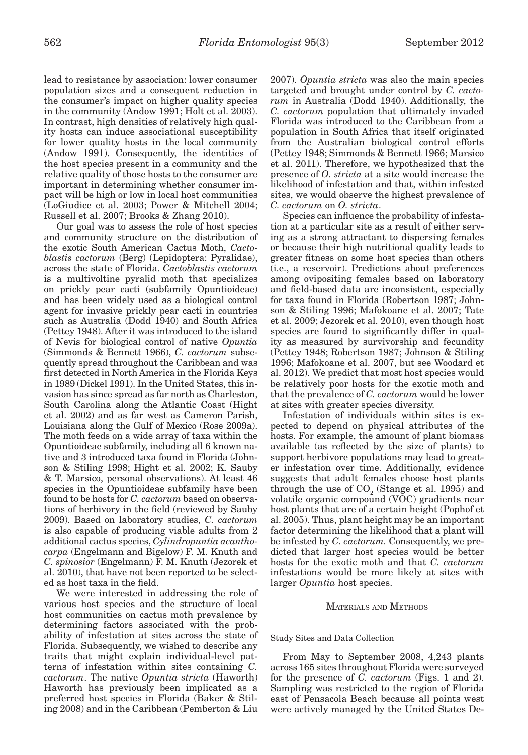lead to resistance by association: lower consumer population sizes and a consequent reduction in the consumer's impact on higher quality species in the community (Andow 1991; Holt et al. 2003). In contrast, high densities of relatively high quality hosts can induce associational susceptibility for lower quality hosts in the local community (Andow 1991). Consequently, the identities of the host species present in a community and the relative quality of those hosts to the consumer are important in determining whether consumer impact will be high or low in local host communities (LoGiudice et al. 2003; Power & Mitchell 2004; Russell et al. 2007; Brooks & Zhang 2010).

Our goal was to assess the role of host species and community structure on the distribution of the exotic South American Cactus Moth, *Cactoblastis cactorum* (Berg) (Lepidoptera: Pyralidae), across the state of Florida. *Cactoblastis cactorum* is a multivoltine pyralid moth that specializes on prickly pear cacti (subfamily Opuntioideae) and has been widely used as a biological control agent for invasive prickly pear cacti in countries such as Australia (Dodd 1940) and South Africa (Pettey 1948). After it was introduced to the island of Nevis for biological control of native *Opuntia* (Simmonds & Bennett 1966), *C. cactorum* subsequently spread throughout the Caribbean and was first detected in North America in the Florida Keys in 1989 (Dickel 1991). In the United States, this invasion has since spread as far north as Charleston, South Carolina along the Atlantic Coast (Hight et al. 2002) and as far west as Cameron Parish, Louisiana along the Gulf of Mexico (Rose 2009a). The moth feeds on a wide array of taxa within the Opuntioideae subfamily, including all 6 known native and 3 introduced taxa found in Florida (Johnson & Stiling 1998; Hight et al. 2002; K. Sauby & T. Marsico, personal observations). At least 46 species in the Opuntioideae subfamily have been found to be hosts for *C. cactorum* based on observations of herbivory in the field (reviewed by Sauby 2009). Based on laboratory studies, *C. cactorum* is also capable of producing viable adults from 2 additional cactus species, *Cylindropuntia acanthocarpa* (Engelmann and Bigelow) F. M. Knuth and *C. spinosior* (Engelmann) F. M. Knuth (Jezorek et al. 2010), that have not been reported to be selected as host taxa in the field.

We were interested in addressing the role of various host species and the structure of local host communities on cactus moth prevalence by determining factors associated with the probability of infestation at sites across the state of Florida. Subsequently, we wished to describe any traits that might explain individual-level patterns of infestation within sites containing *C. cactorum*. The native *Opuntia stricta* (Haworth) Haworth has previously been implicated as a preferred host species in Florida (Baker & Stiling 2008) and in the Caribbean (Pemberton & Liu 2007). *Opuntia stricta* was also the main species targeted and brought under control by *C. cactorum* in Australia (Dodd 1940). Additionally, the *C. cactorum* population that ultimately invaded Florida was introduced to the Caribbean from a population in South Africa that itself originated from the Australian biological control efforts (Pettey 1948; Simmonds & Bennett 1966; Marsico et al. 2011). Therefore, we hypothesized that the presence of *O. stricta* at a site would increase the likelihood of infestation and that, within infested sites, we would observe the highest prevalence of *C. cactorum* on *O. stricta*.

Species can influence the probability of infestation at a particular site as a result of either serving as a strong attractant to dispersing females or because their high nutritional quality leads to greater fitness on some host species than others (i.e., a reservoir). Predictions about preferences among ovipositing females based on laboratory and field-based data are inconsistent, especially for taxa found in Florida (Robertson 1987; Johnson & Stiling 1996; Mafokoane et al. 2007; Tate et al. 2009; Jezorek et al. 2010), even though host species are found to significantly differ in quality as measured by survivorship and fecundity (Pettey 1948; Robertson 1987; Johnson & Stiling 1996; Mafokoane et al. 2007, but see Woodard et al. 2012). We predict that most host species would be relatively poor hosts for the exotic moth and that the prevalence of *C. cactorum* would be lower at sites with greater species diversity.

Infestation of individuals within sites is expected to depend on physical attributes of the hosts. For example, the amount of plant biomass available (as reflected by the size of plants) to support herbivore populations may lead to greater infestation over time. Additionally, evidence suggests that adult females choose host plants through the use of $CO_2$ (Stange et al. 1995) and volatile organic compound (VOC) gradients near host plants that are of a certain height (Pophof et al. 2005). Thus, plant height may be an important factor determining the likelihood that a plant will be infested by *C. cactorum*. Consequently, we predicted that larger host species would be better hosts for the exotic moth and that *C. cactorum* infestations would be more likely at sites with larger *Opuntia* host species.

## MATERIALS AND METHODS

### Study Sites and Data Collection

From May to September 2008, 4,243 plants across 165 sites throughout Florida were surveyed for the presence of *C. cactorum* (Figs. 1 and 2). Sampling was restricted to the region of Florida east of Pensacola Beach because all points west were actively managed by the United States De-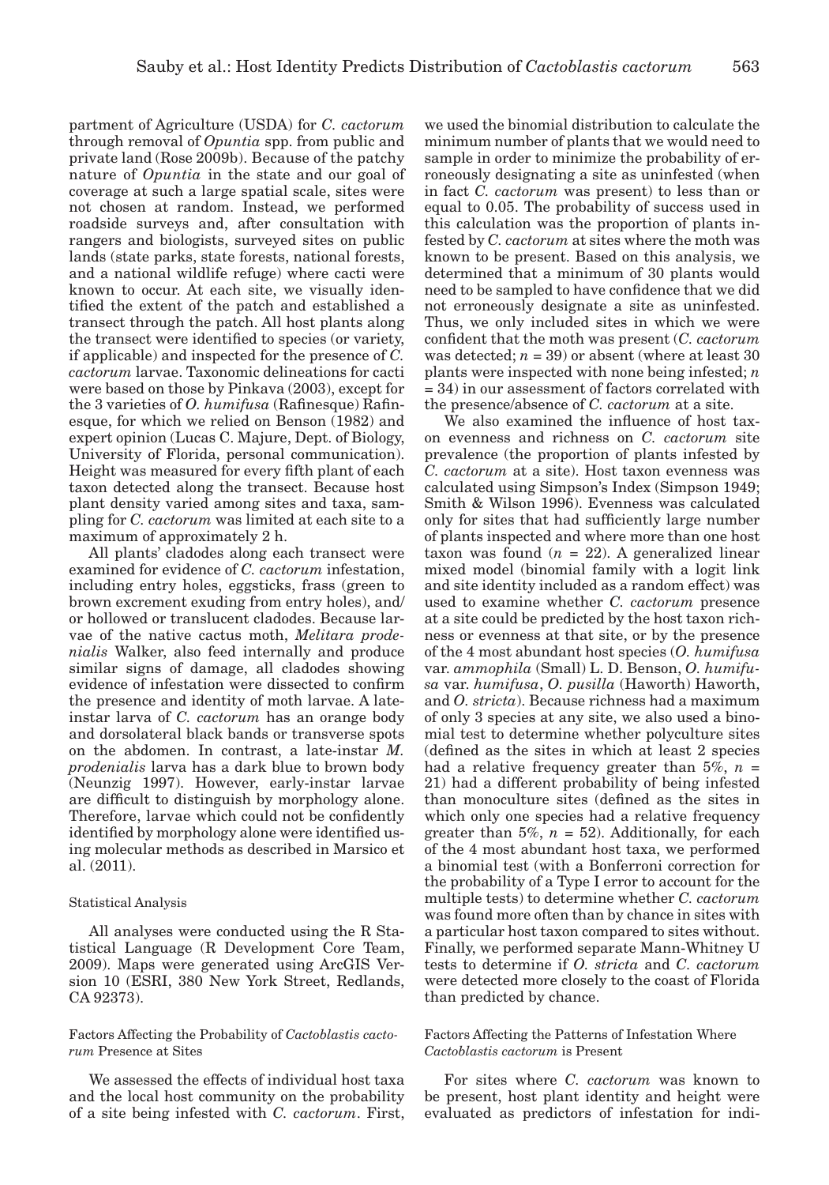partment of Agriculture (USDA) for *C. cactorum* through removal of *Opuntia* spp. from public and private land (Rose 2009b). Because of the patchy nature of *Opuntia* in the state and our goal of coverage at such a large spatial scale, sites were not chosen at random. Instead, we performed roadside surveys and, after consultation with rangers and biologists, surveyed sites on public lands (state parks, state forests, national forests, and a national wildlife refuge) where cacti were known to occur. At each site, we visually identified the extent of the patch and established a transect through the patch. All host plants along the transect were identified to species (or variety, if applicable) and inspected for the presence of *C. cactorum* larvae. Taxonomic delineations for cacti were based on those by Pinkava (2003), except for the 3 varieties of *O. humifusa* (Rafinesque) Rafinesque, for which we relied on Benson (1982) and expert opinion (Lucas C. Majure, Dept. of Biology, University of Florida, personal communication). Height was measured for every fifth plant of each taxon detected along the transect. Because host plant density varied among sites and taxa, sampling for *C. cactorum* was limited at each site to a maximum of approximately 2 h.

All plants' cladodes along each transect were examined for evidence of *C. cactorum* infestation, including entry holes, eggsticks, frass (green to brown excrement exuding from entry holes), and/or hollowed or translucent cladodes. Because larvae of the native cactus moth, *Melitara prodenialis* Walker, also feed internally and produce similar signs of damage, all cladodes showing evidence of infestation were dissected to confirm the presence and identity of moth larvae. A late-instar larva of *C. cactorum* has an orange body and dorsolateral black bands or transverse spots on the abdomen. In contrast, a late-instar *M. prodenialis* larva has a dark blue to brown body (Neunzig 1997). However, early-instar larvae are difficult to distinguish by morphology alone. Therefore, larvae which could not be confidently identified by morphology alone were identified using molecular methods as described in Marsico et al. (2011).

### Statistical Analysis

All analyses were conducted using the R Statistical Language (R Development Core Team, 2009). Maps were generated using ArcGIS Version 10 (ESRI, 380 New York Street, Redlands, CA 92373).

#### Factors Affecting the Probability of *Cactoblastis cactorum* Presence at Sites

We assessed the effects of individual host taxa and the local host community on the probability of a site being infested with *C. cactorum*. First, we used the binomial distribution to calculate the minimum number of plants that we would need to sample in order to minimize the probability of erroneously designating a site as uninfested (when in fact *C. cactorum* was present) to less than or equal to 0.05. The probability of success used in this calculation was the proportion of plants infested by *C. cactorum* at sites where the moth was known to be present. Based on this analysis, we determined that a minimum of 30 plants would need to be sampled to have confidence that we did not erroneously designate a site as uninfested. Thus, we only included sites in which we were confident that the moth was present (*C. cactorum* was detected; $n = 39$) or absent (where at least 30 plants were inspected with none being infested; $n = 34$) in our assessment of factors correlated with the presence/absence of *C. cactorum* at a site.

We also examined the influence of host taxon evenness and richness on *C. cactorum* site prevalence (the proportion of plants infested by *C. cactorum* at a site). Host taxon evenness was calculated using Simpson's Index (Simpson 1949; Smith & Wilson 1996). Evenness was calculated only for sites that had sufficiently large number of plants inspected and where more than one host taxon was found ($n = 22$). A generalized linear mixed model (binomial family with a logit link and site identity included as a random effect) was used to examine whether *C. cactorum* presence at a site could be predicted by the host taxon richness or evenness at that site, or by the presence of the 4 most abundant host species (*O. humifusa* var. *ammophila* (Small) L. D. Benson, *O. humifusa* var. *humifusa*, *O. pusilla* (Haworth) Haworth, and *O. stricta*). Because richness had a maximum of only 3 species at any site, we also used a binomial test to determine whether polyculture sites (defined as the sites in which at least 2 species had a relative frequency greater than 5%, $n = 21$) had a different probability of being infested than monoculture sites (defined as the sites in which only one species had a relative frequency greater than 5%, $n = 52$). Additionally, for each of the 4 most abundant host taxa, we performed a binomial test (with a Bonferroni correction for the probability of a Type I error to account for the multiple tests) to determine whether *C. cactorum* was found more often than by chance in sites with a particular host taxon compared to sites without. Finally, we performed separate Mann-Whitney U tests to determine if *O. stricta* and *C. cactorum* were detected more closely to the coast of Florida than predicted by chance.

#### Factors Affecting the Patterns of Infestation Where *Cactoblastis cactorum* is Present

For sites where *C. cactorum* was known to be present, host plant identity and height were evaluated as predictors of infestation for indi-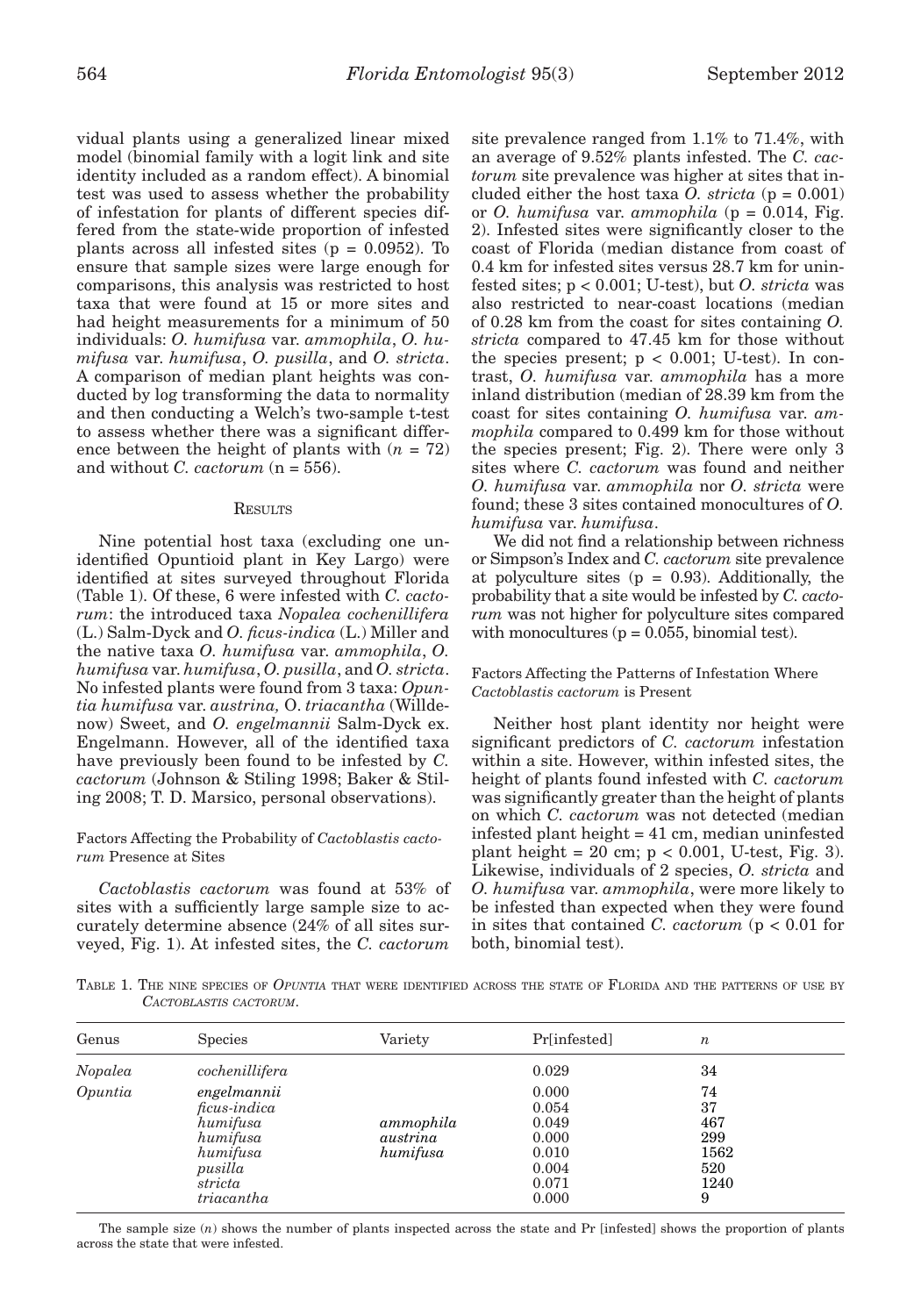vidual plants using a generalized linear mixed model (binomial family with a logit link and site identity included as a random effect). A binomial test was used to assess whether the probability of infestation for plants of different species differed from the state-wide proportion of infested plants across all infested sites ($p = 0.0952$). To ensure that sample sizes were large enough for comparisons, this analysis was restricted to host taxa that were found at 15 or more sites and had height measurements for a minimum of 50 individuals: *O. humifusa* var. *ammophila*, *O. humifusa* var. *humifusa*, *O. pusilla*, and *O. stricta*. A comparison of median plant heights was conducted by log transforming the data to normality and then conducting a Welch's two-sample t-test to assess whether there was a significant difference between the height of plants with ($n = 72$) and without *C. cactorum* ($n = 556$).

## Results

Nine potential host taxa (excluding one unidentified Opuntioid plant in Key Largo) were identified at sites surveyed throughout Florida (Table 1). Of these, 6 were infested with *C. cactorum*: the introduced taxa *Nopalea cochenillifera* (L.) Salm-Dyck and *O. ficus-indica* (L.) Miller and the native taxa *O. humifusa* var. *ammophila*, *O. humifusa* var. *humifusa*, *O. pusilla*, and *O. stricta*. No infested plants were found from 3 taxa: *Opuntia humifusa* var. *austrina,* O. *triacantha* (Willdenow) Sweet, and *O. engelmannii* Salm-Dyck ex. Engelmann. However, all of the identified taxa have previously been found to be infested by *C. cactorum* (Johnson & Stiling 1998; Baker & Stiling 2008; T. D. Marsico, personal observations).

### Factors Affecting the Probability of *Cactoblastis cactorum* Presence at Sites

*Cactoblastis cactorum* was found at 53% of sites with a sufficiently large sample size to accurately determine absence (24% of all sites surveyed, Fig. 1). At infested sites, the *C. cactorum* site prevalence ranged from 1.1% to 71.4%, with an average of 9.52% plants infested. The *C. cactorum* site prevalence was higher at sites that included either the host taxa *O. stricta* ($p = 0.001$) or *O. humifusa* var. *ammophila* ($p = 0.014$, Fig. 2). Infested sites were significantly closer to the coast of Florida (median distance from coast of 0.4 km for infested sites versus 28.7 km for uninfested sites; $p < 0.001$; U-test), but *O. stricta* was also restricted to near-coast locations (median of 0.28 km from the coast for sites containing *O. stricta* compared to 47.45 km for those without the species present; $p < 0.001$; U-test). In contrast, *O. humifusa* var. *ammophila* has a more inland distribution (median of 28.39 km from the coast for sites containing *O. humifusa* var. *ammophila* compared to 0.499 km for those without the species present; Fig. 2). There were only 3 sites where *C. cactorum* was found and neither *O. humifusa* var. *ammophila* nor *O. stricta* were found; these 3 sites contained monocultures of *O. humifusa* var. *humifusa*.

We did not find a relationship between richness or Simpson's Index and *C. cactorum* site prevalence at polyculture sites ($p = 0.93$). Additionally, the probability that a site would be infested by *C. cactorum* was not higher for polyculture sites compared with monocultures ($p = 0.055$, binomial test).

### Factors Affecting the Patterns of Infestation Where *Cactoblastis cactorum* is Present

Neither host plant identity nor height were significant predictors of *C. cactorum* infestation within a site. However, within infested sites, the height of plants found infested with *C. cactorum* was significantly greater than the height of plants on which *C. cactorum* was not detected (median infested plant height = 41 cm, median uninfested plant height = 20 cm; $p < 0.001$, U-test, Fig. 3). Likewise, individuals of 2 species, *O. stricta* and *O. humifusa* var. *ammophila*, were more likely to be infested than expected when they were found in sites that contained *C. cactorum* ($p < 0.01$ for both, binomial test).

Table 1. The nine species of *Opuntia* that were identified across the state of Florida and the patterns of use by *Cactoblastis cactorum*.

| Genus | Species | Variety | Pr[infested] | $n$ |
|---|---|---|---|---|
| *Nopalea* | *cochenillifera* | | 0.029 | 34 |
| *Opuntia* | *engelmannii* | | 0.000 | 74 |
| | *ficus-indica* | | 0.054 | 37 |
| | *humifusa* | *ammophila* | 0.049 | 467 |
| | *humifusa* | *austrina* | 0.000 | 299 |
| | *humifusa* | *humifusa* | 0.010 | 1562 |
| | *pusilla* | | 0.004 | 520 |
| | *stricta* | | 0.071 | 1240 |
| | *triacantha* | | 0.000 | 9 |

The sample size ($n$) shows the number of plants inspected across the state and Pr [infested] shows the proportion of plants across the state that were infested.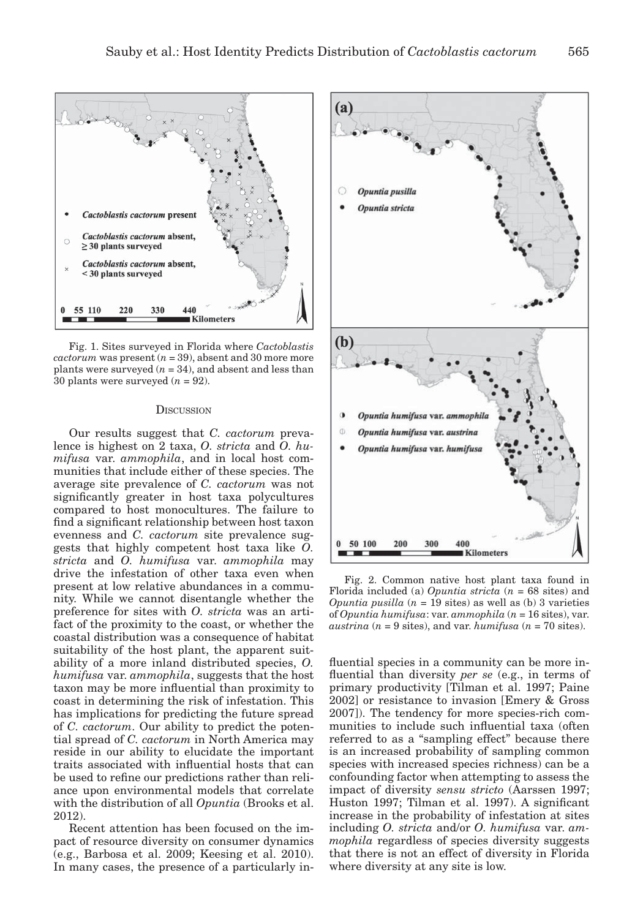Fig. 1. Sites surveyed in Florida where *Cactoblastis cactorum* was present ($n = 39$), absent and 30 more more plants were surveyed ($n = 34$), and absent and less than 30 plants were surveyed ($n = 92$).

Fig. 2. Common native host plant taxa found in Florida included (a) *Opuntia stricta* ($n = 68$ sites) and *Opuntia pusilla* ($n = 19$ sites) as well as (b) 3 varieties of *Opuntia humifusa*: var. *ammophila* ($n = 16$ sites), var. *austrina* ($n = 9$ sites), and var. *humifusa* ($n = 70$ sites).

## Discussion

Our results suggest that *C. cactorum* prevalence is highest on 2 taxa, *O. stricta* and *O. humifusa* var. *ammophila*, and in local host communities that include either of these species. The average site prevalence of *C. cactorum* was not significantly greater in host taxa polycultures compared to host monocultures. The failure to find a significant relationship between host taxon evenness and *C. cactorum* site prevalence suggests that highly competent host taxa like *O. stricta* and *O. humifusa* var. *ammophila* may drive the infestation of other taxa even when present at low relative abundances in a community. While we cannot disentangle whether the preference for sites with *O. stricta* was an artifact of the proximity to the coast, or whether the coastal distribution was a consequence of habitat suitability of the host plant, the apparent suitability of a more inland distributed species, *O. humifusa* var. *ammophila*, suggests that the host taxon may be more influential than proximity to coast in determining the risk of infestation. This has implications for predicting the future spread of *C. cactorum*. Our ability to predict the potential spread of *C. cactorum* in North America may reside in our ability to elucidate the important traits associated with influential hosts that can be used to refine our predictions rather than reliance upon environmental models that correlate with the distribution of all *Opuntia* (Brooks et al. 2012).

Recent attention has been focused on the impact of resource diversity on consumer dynamics (e.g., Barbosa et al. 2009; Keesing et al. 2010). In many cases, the presence of a particularly influential species in a community can be more influential than diversity *per se* (e.g., in terms of primary productivity [Tilman et al. 1997; Paine 2002] or resistance to invasion [Emery & Gross 2007]). The tendency for more species-rich communities to include such influential taxa (often referred to as a "sampling effect" because there is an increased probability of sampling common species with increased species richness) can be a confounding factor when attempting to assess the impact of diversity *sensu stricto* (Aarssen 1997; Huston 1997; Tilman et al. 1997). A significant increase in the probability of infestation at sites including *O. stricta* and/or *O. humifusa* var. *ammophila* regardless of species diversity suggests that there is not an effect of diversity in Florida where diversity at any site is low.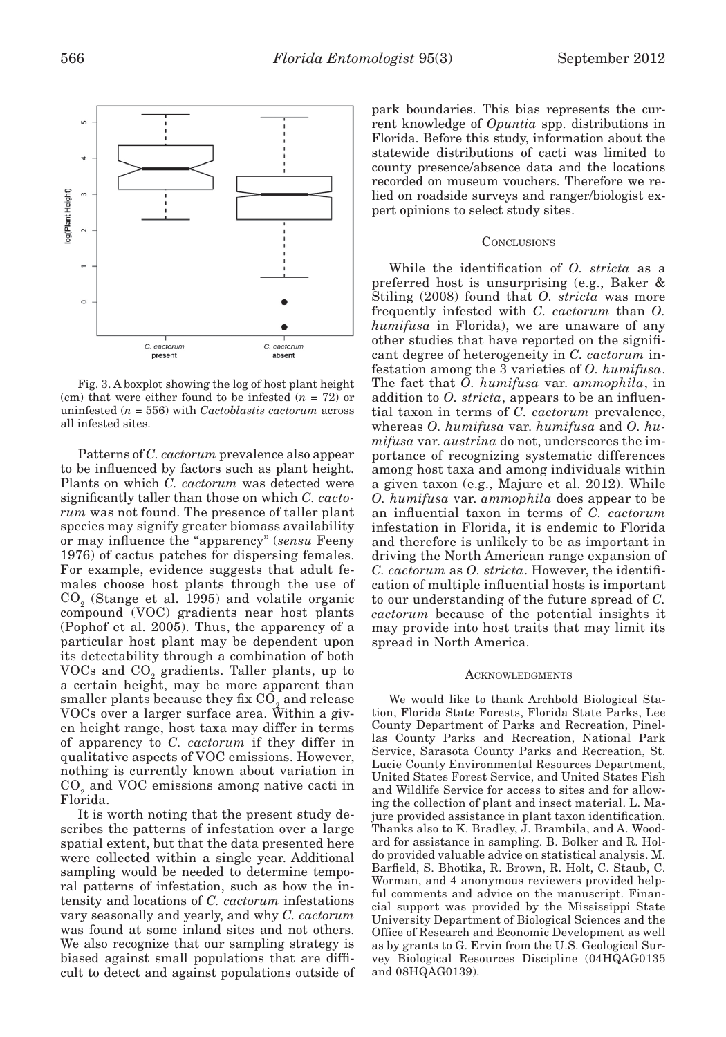Fig. 3. A boxplot showing the log of host plant height (cm) that were either found to be infested ($n$ = 72) or uninfested ($n$ = 556) with *Cactoblastis cactorum* across all infested sites.

Patterns of *C. cactorum* prevalence also appear to be influenced by factors such as plant height. Plants on which *C. cactorum* was detected were significantly taller than those on which *C. cactorum* was not found. The presence of taller plant species may signify greater biomass availability or may influence the "apparency" (*sensu* Feeny 1976) of cactus patches for dispersing females. For example, evidence suggests that adult females choose host plants through the use of $CO_2$ (Stange et al. 1995) and volatile organic compound (VOC) gradients near host plants (Pophof et al. 2005). Thus, the apparency of a particular host plant may be dependent upon its detectability through a combination of both VOCs and $CO_2$ gradients. Taller plants, up to a certain height, may be more apparent than smaller plants because they fix $CO_2$ and release VOCs over a larger surface area. Within a given height range, host taxa may differ in terms of apparency to *C. cactorum* if they differ in qualitative aspects of VOC emissions. However, nothing is currently known about variation in $CO_2$ and VOC emissions among native cacti in Florida.

It is worth noting that the present study describes the patterns of infestation over a large spatial extent, but that the data presented here were collected within a single year. Additional sampling would be needed to determine temporal patterns of infestation, such as how the intensity and locations of *C. cactorum* infestations vary seasonally and yearly, and why *C. cactorum* was found at some inland sites and not others. We also recognize that our sampling strategy is biased against small populations that are difficult to detect and against populations outside of park boundaries. This bias represents the current knowledge of *Opuntia* spp. distributions in Florida. Before this study, information about the statewide distributions of cacti was limited to county presence/absence data and the locations recorded on museum vouchers. Therefore we relied on roadside surveys and ranger/biologist expert opinions to select study sites.

## Conclusions

While the identification of *O. stricta* as a preferred host is unsurprising (e.g., Baker & Stiling (2008) found that *O. stricta* was more frequently infested with *C. cactorum* than *O. humifusa* in Florida), we are unaware of any other studies that have reported on the significant degree of heterogeneity in *C. cactorum* infestation among the 3 varieties of *O. humifusa*. The fact that *O. humifusa* var. *ammophila*, in addition to *O. stricta*, appears to be an influential taxon in terms of *C. cactorum* prevalence, whereas *O. humifusa* var. *humifusa* and *O. humifusa* var. *austrina* do not, underscores the importance of recognizing systematic differences among host taxa and among individuals within a given taxon (e.g., Majure et al. 2012). While *O. humifusa* var. *ammophila* does appear to be an influential taxon in terms of *C. cactorum* infestation in Florida, it is endemic to Florida and therefore is unlikely to be as important in driving the North American range expansion of *C. cactorum* as *O. stricta*. However, the identification of multiple influential hosts is important to our understanding of the future spread of *C. cactorum* because of the potential insights it may provide into host traits that may limit its spread in North America.

## Acknowledgments

We would like to thank Archbold Biological Station, Florida State Forests, Florida State Parks, Lee County Department of Parks and Recreation, Pinellas County Parks and Recreation, National Park Service, Sarasota County Parks and Recreation, St. Lucie County Environmental Resources Department, United States Forest Service, and United States Fish and Wildlife Service for access to sites and for allowing the collection of plant and insect material. L. Majure provided assistance in plant taxon identification. Thanks also to K. Bradley, J. Brambila, and A. Woodard for assistance in sampling. B. Bolker and R. Holdo provided valuable advice on statistical analysis. M. Barfield, S. Bhotika, R. Brown, R. Holt, C. Staub, C. Worman, and 4 anonymous reviewers provided helpful comments and advice on the manuscript. Financial support was provided by the Mississippi State University Department of Biological Sciences and the Office of Research and Economic Development as well as by grants to G. Ervin from the U.S. Geological Survey Biological Resources Discipline (04HQAG0135 and 08HQAG0139).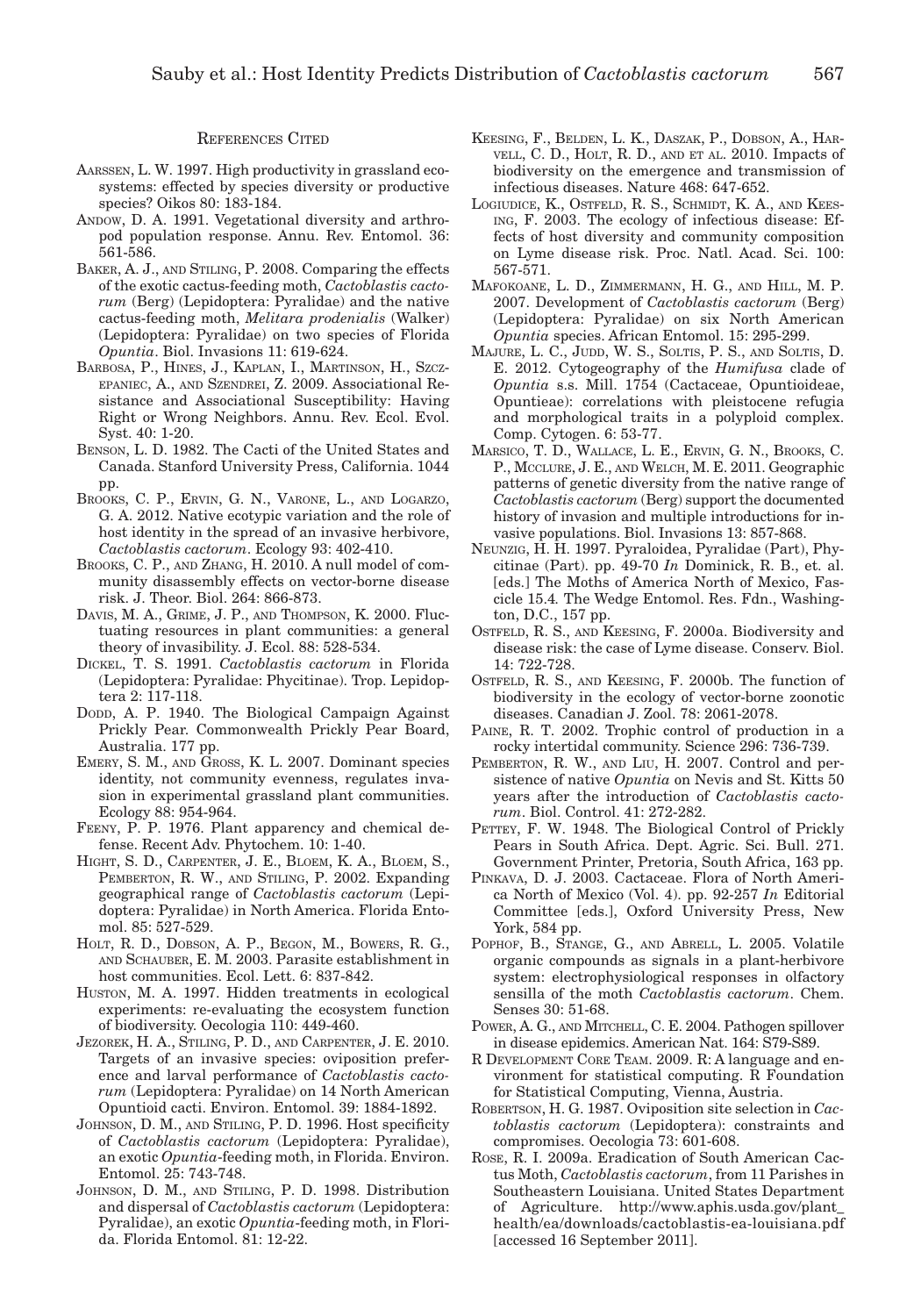## References Cited

Aarssen, L. W. 1997. High productivity in grassland ecosystems: effected by species diversity or productive species? Oikos 80: 183-184.

Andow, D. A. 1991. Vegetational diversity and arthropod population response. Annu. Rev. Entomol. 36: 561-586.

Baker, A. J., and Stiling, P. 2008. Comparing the effects of the exotic cactus-feeding moth, *Cactoblastis cactorum* (Berg) (Lepidoptera: Pyralidae) and the native cactus-feeding moth, *Melitara prodenialis* (Walker) (Lepidoptera: Pyralidae) on two species of Florida *Opuntia*. Biol. Invasions 11: 619-624.

Barbosa, P., Hines, J., Kaplan, I., Martinson, H., Szczepaniec, A., and Szendrei, Z. 2009. Associational Resistance and Associational Susceptibility: Having Right or Wrong Neighbors. Annu. Rev. Ecol. Evol. Syst. 40: 1-20.

Benson, L. D. 1982. The Cacti of the United States and Canada. Stanford University Press, California. 1044 pp.

Brooks, C. P., Ervin, G. N., Varone, L., and Logarzo, G. A. 2012. Native ecotypic variation and the role of host identity in the spread of an invasive herbivore, *Cactoblastis cactorum*. Ecology 93: 402-410.

Brooks, C. P., and Zhang, H. 2010. A null model of community disassembly effects on vector-borne disease risk. J. Theor. Biol. 264: 866-873.

Davis, M. A., Grime, J. P., and Thompson, K. 2000. Fluctuating resources in plant communities: a general theory of invasibility. J. Ecol. 88: 528-534.

Dickel, T. S. 1991. *Cactoblastis cactorum* in Florida (Lepidoptera: Pyralidae: Phycitinae). Trop. Lepidoptera 2: 117-118.

Dodd, A. P. 1940. The Biological Campaign Against Prickly Pear. Commonwealth Prickly Pear Board, Australia. 177 pp.

Emery, S. M., and Gross, K. L. 2007. Dominant species identity, not community evenness, regulates invasion in experimental grassland plant communities. Ecology 88: 954-964.

Feeny, P. P. 1976. Plant apparency and chemical defense. Recent Adv. Phytochem. 10: 1-40.

Hight, S. D., Carpenter, J. E., Bloem, K. A., Bloem, S., Pemberton, R. W., and Stiling, P. 2002. Expanding geographical range of *Cactoblastis cactorum* (Lepidoptera: Pyralidae) in North America. Florida Entomol. 85: 527-529.

Holt, R. D., Dobson, A. P., Begon, M., Bowers, R. G., and Schauber, E. M. 2003. Parasite establishment in host communities. Ecol. Lett. 6: 837-842.

Huston, M. A. 1997. Hidden treatments in ecological experiments: re-evaluating the ecosystem function of biodiversity. Oecologia 110: 449-460.

Jezorek, H. A., Stiling, P. D., and Carpenter, J. E. 2010. Targets of an invasive species: oviposition preference and larval performance of *Cactoblastis cactorum* (Lepidoptera: Pyralidae) on 14 North American Opuntioid cacti. Environ. Entomol. 39: 1884-1892.

Johnson, D. M., and Stiling, P. D. 1996. Host specificity of *Cactoblastis cactorum* (Lepidoptera: Pyralidae), an exotic *Opuntia*-feeding moth, in Florida. Environ. Entomol. 25: 743-748.

Johnson, D. M., and Stiling, P. D. 1998. Distribution and dispersal of *Cactoblastis cactorum* (Lepidoptera: Pyralidae), an exotic *Opuntia*-feeding moth, in Florida. Florida Entomol. 81: 12-22.

Keesing, F., Belden, L. K., Daszak, P., Dobson, A., Harvell, C. D., Holt, R. D., and et al. 2010. Impacts of biodiversity on the emergence and transmission of infectious diseases. Nature 468: 647-652.

Logiudice, K., Ostfeld, R. S., Schmidt, K. A., and Keesing, F. 2003. The ecology of infectious disease: Effects of host diversity and community composition on Lyme disease risk. Proc. Natl. Acad. Sci. 100: 567-571.

Mafokoane, L. D., Zimmermann, H. G., and Hill, M. P. 2007. Development of *Cactoblastis cactorum* (Berg) (Lepidoptera: Pyralidae) on six North American *Opuntia* species. African Entomol. 15: 295-299.

Majure, L. C., Judd, W. S., Soltis, P. S., and Soltis, D. E. 2012. Cytogeography of the *Humifusa* clade of *Opuntia* s.s. Mill. 1754 (Cactaceae, Opuntioideae, Opuntieae): correlations with pleistocene refugia and morphological traits in a polyploid complex. Comp. Cytogen. 6: 53-77.

Marsico, T. D., Wallace, L. E., Ervin, G. N., Brooks, C. P., McClure, J. E., and Welch, M. E. 2011. Geographic patterns of genetic diversity from the native range of *Cactoblastis cactorum* (Berg) support the documented history of invasion and multiple introductions for invasive populations. Biol. Invasions 13: 857-868.

Neunzig, H. H. 1997. Pyraloidea, Pyralidae (Part), Phycitinae (Part). pp. 49-70 *In* Dominick, R. B., et. al. [eds.] The Moths of America North of Mexico, Fascicle 15.4*.* The Wedge Entomol. Res. Fdn., Washington, D.C., 157 pp.

Ostfeld, R. S., and Keesing, F. 2000a. Biodiversity and disease risk: the case of Lyme disease. Conserv. Biol. 14: 722-728.

Ostfeld, R. S., and Keesing, F. 2000b. The function of biodiversity in the ecology of vector-borne zoonotic diseases. Canadian J. Zool. 78: 2061-2078.

Paine, R. T. 2002. Trophic control of production in a rocky intertidal community. Science 296: 736-739.

Pemberton, R. W., and Liu, H. 2007. Control and persistence of native *Opuntia* on Nevis and St. Kitts 50 years after the introduction of *Cactoblastis cactorum*. Biol. Control. 41: 272-282.

Pettey, F. W. 1948. The Biological Control of Prickly Pears in South Africa. Dept. Agric. Sci. Bull. 271. Government Printer, Pretoria, South Africa, 163 pp.

Pinkava, D. J. 2003. Cactaceae. Flora of North America North of Mexico (Vol. 4). pp. 92-257 *In* Editorial Committee [eds.], Oxford University Press, New York, 584 pp.

Pophof, B., Stange, G., and Abrell, L. 2005. Volatile organic compounds as signals in a plant-herbivore system: electrophysiological responses in olfactory sensilla of the moth *Cactoblastis cactorum*. Chem. Senses 30: 51-68.

Power, A. G., and Mitchell, C. E. 2004. Pathogen spillover in disease epidemics. American Nat. 164: S79-S89.

R Development Core Team. 2009. R: A language and environment for statistical computing. R Foundation for Statistical Computing, Vienna, Austria.

Robertson, H. G. 1987. Oviposition site selection in *Cactoblastis cactorum* (Lepidoptera): constraints and compromises. Oecologia 73: 601-608.

Rose, R. I. 2009a. Eradication of South American Cactus Moth, *Cactoblastis cactorum*, from 11 Parishes in Southeastern Louisiana. United States Department of Agriculture. http://www.aphis.usda.gov/plant_health/ea/downloads/cactoblastis-ea-louisiana.pdf [accessed 16 September 2011].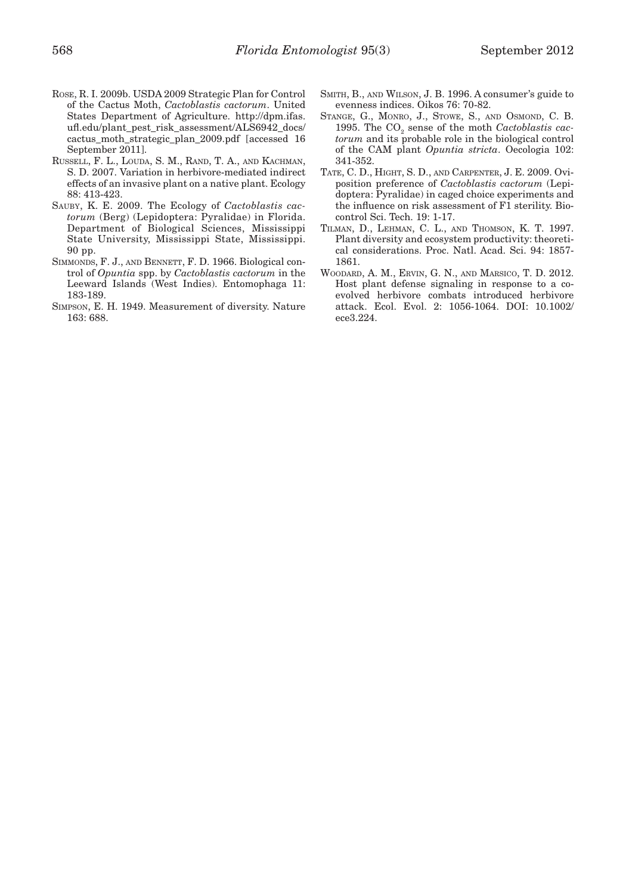ROSE, R. I. 2009b. USDA 2009 Strategic Plan for Control of the Cactus Moth, *Cactoblastis cactorum*. United States Department of Agriculture. http://dpm.ifas.ufl.edu/plant_pest_risk_assessment/ALS6942_docs/cactus_moth_strategic_plan_2009.pdf [accessed 16 September 2011].

RUSSELL, F. L., LOUDA, S. M., RAND, T. A., AND KACHMAN, S. D. 2007. Variation in herbivore-mediated indirect effects of an invasive plant on a native plant. Ecology 88: 413-423.

SAUBY, K. E. 2009. The Ecology of *Cactoblastis cactorum* (Berg) (Lepidoptera: Pyralidae) in Florida. Department of Biological Sciences, Mississippi State University, Mississippi State, Mississippi. 90 pp.

SIMMONDS, F. J., AND BENNETT, F. D. 1966. Biological control of *Opuntia* spp. by *Cactoblastis cactorum* in the Leeward Islands (West Indies). Entomophaga 11: 183-189.

SIMPSON, E. H. 1949. Measurement of diversity. Nature 163: 688.

SMITH, B., AND WILSON, J. B. 1996. A consumer's guide to evenness indices. Oikos 76: 70-82.

STANGE, G., MONRO, J., STOWE, S., AND OSMOND, C. B. 1995. The $CO_2$ sense of the moth *Cactoblastis cactorum* and its probable role in the biological control of the CAM plant *Opuntia stricta*. Oecologia 102: 341-352.

TATE, C. D., HIGHT, S. D., AND CARPENTER, J. E. 2009. Oviposition preference of *Cactoblastis cactorum* (Lepidoptera: Pyralidae) in caged choice experiments and the influence on risk assessment of F1 sterility. Biocontrol Sci. Tech. 19: 1-17.

TILMAN, D., LEHMAN, C. L., AND THOMSON, K. T. 1997. Plant diversity and ecosystem productivity: theoretical considerations. Proc. Natl. Acad. Sci. 94: 1857-1861.

WOODARD, A. M., ERVIN, G. N., AND MARSICO, T. D. 2012. Host plant defense signaling in response to a coevolved herbivore combats introduced herbivore attack. Ecol. Evol. 2: 1056-1064. DOI: 10.1002/ece3.224.